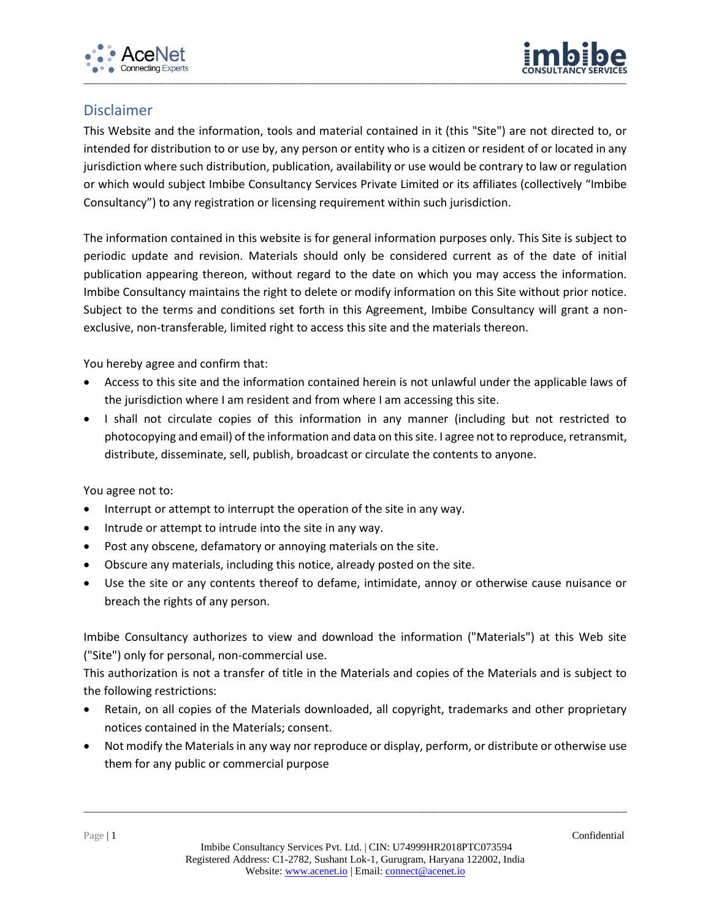## Disclaimer

This Website and the information, tools and material contained in it (this "Site") are not directed to, or intended for distribution to or use by, any person or entity who is a citizen or resident of or located in any jurisdiction where such distribution, publication, availability or use would be contrary to law or regulation or which would subject Imbibe Consultancy Services Private Limited or its affiliates (collectively "Imbibe Consultancy") to any registration or licensing requirement within such jurisdiction.

The information contained in this website is for general information purposes only. This Site is subject to periodic update and revision. Materials should only be considered current as of the date of initial publication appearing thereon, without regard to the date on which you may access the information. Imbibe Consultancy maintains the right to delete or modify information on this Site without prior notice. Subject to the terms and conditions set forth in this Agreement, Imbibe Consultancy will grant a non-exclusive, non-transferable, limited right to access this site and the materials thereon.

You hereby agree and confirm that:

- Access to this site and the information contained herein is not unlawful under the applicable laws of the jurisdiction where I am resident and from where I am accessing this site.
- I shall not circulate copies of this information in any manner (including but not restricted to photocopying and email) of the information and data on this site. I agree not to reproduce, retransmit, distribute, disseminate, sell, publish, broadcast or circulate the contents to anyone.

You agree not to:

- Interrupt or attempt to interrupt the operation of the site in any way.
- Intrude or attempt to intrude into the site in any way.
- Post any obscene, defamatory or annoying materials on the site.
- Obscure any materials, including this notice, already posted on the site.
- Use the site or any contents thereof to defame, intimidate, annoy or otherwise cause nuisance or breach the rights of any person.

Imbibe Consultancy authorizes to view and download the information ("Materials") at this Web site ("Site") only for personal, non-commercial use.
This authorization is not a transfer of title in the Materials and copies of the Materials and is subject to the following restrictions:

- Retain, on all copies of the Materials downloaded, all copyright, trademarks and other proprietary notices contained in the Materials; consent.
- Not modify the Materials in any way nor reproduce or display, perform, or distribute or otherwise use them for any public or commercial purpose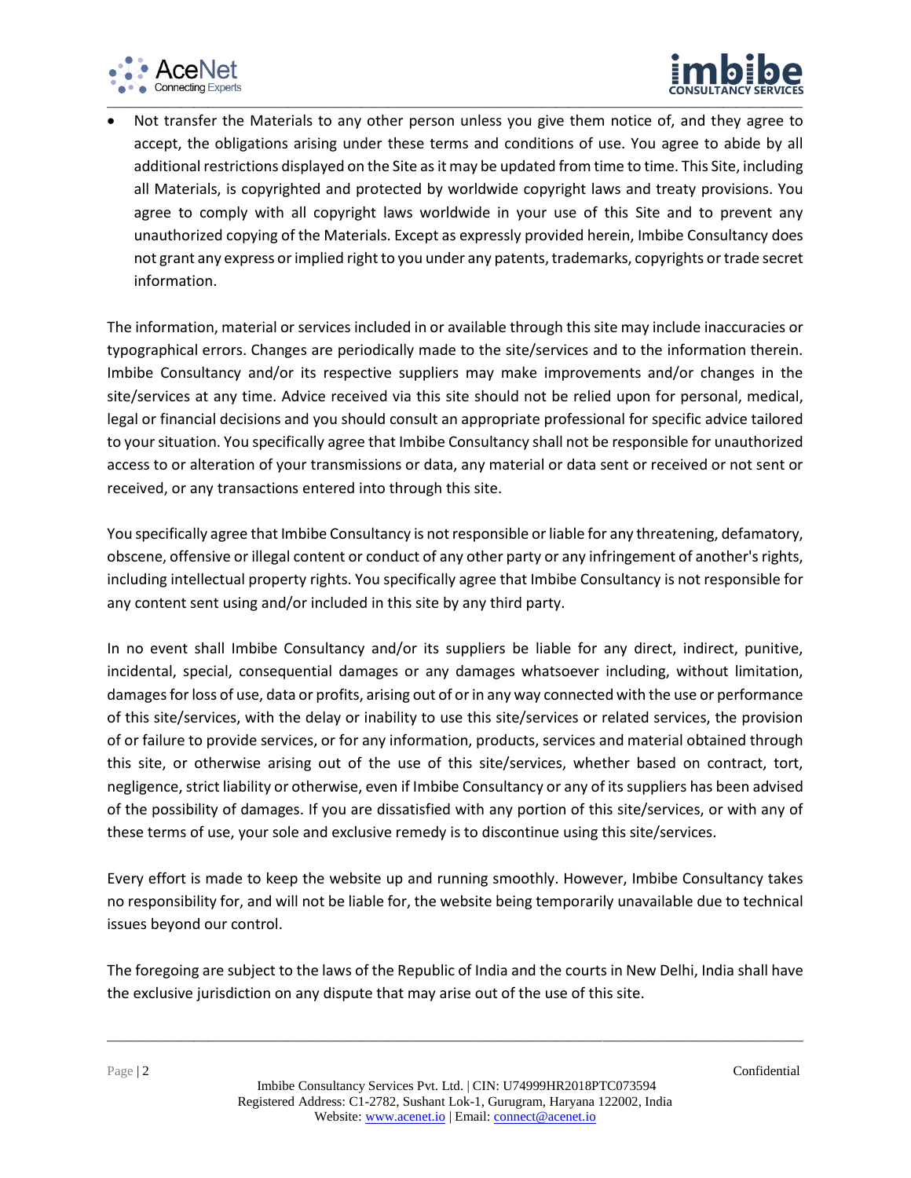- Not transfer the Materials to any other person unless you give them notice of, and they agree to accept, the obligations arising under these terms and conditions of use. You agree to abide by all additional restrictions displayed on the Site as it may be updated from time to time. This Site, including all Materials, is copyrighted and protected by worldwide copyright laws and treaty provisions. You agree to comply with all copyright laws worldwide in your use of this Site and to prevent any unauthorized copying of the Materials. Except as expressly provided herein, Imbibe Consultancy does not grant any express or implied right to you under any patents, trademarks, copyrights or trade secret information.

The information, material or services included in or available through this site may include inaccuracies or typographical errors. Changes are periodically made to the site/services and to the information therein. Imbibe Consultancy and/or its respective suppliers may make improvements and/or changes in the site/services at any time. Advice received via this site should not be relied upon for personal, medical, legal or financial decisions and you should consult an appropriate professional for specific advice tailored to your situation. You specifically agree that Imbibe Consultancy shall not be responsible for unauthorized access to or alteration of your transmissions or data, any material or data sent or received or not sent or received, or any transactions entered into through this site.

You specifically agree that Imbibe Consultancy is not responsible or liable for any threatening, defamatory, obscene, offensive or illegal content or conduct of any other party or any infringement of another's rights, including intellectual property rights. You specifically agree that Imbibe Consultancy is not responsible for any content sent using and/or included in this site by any third party.

In no event shall Imbibe Consultancy and/or its suppliers be liable for any direct, indirect, punitive, incidental, special, consequential damages or any damages whatsoever including, without limitation, damages for loss of use, data or profits, arising out of or in any way connected with the use or performance of this site/services, with the delay or inability to use this site/services or related services, the provision of or failure to provide services, or for any information, products, services and material obtained through this site, or otherwise arising out of the use of this site/services, whether based on contract, tort, negligence, strict liability or otherwise, even if Imbibe Consultancy or any of its suppliers has been advised of the possibility of damages. If you are dissatisfied with any portion of this site/services, or with any of these terms of use, your sole and exclusive remedy is to discontinue using this site/services.

Every effort is made to keep the website up and running smoothly. However, Imbibe Consultancy takes no responsibility for, and will not be liable for, the website being temporarily unavailable due to technical issues beyond our control.

The foregoing are subject to the laws of the Republic of India and the courts in New Delhi, India shall have the exclusive jurisdiction on any dispute that may arise out of the use of this site.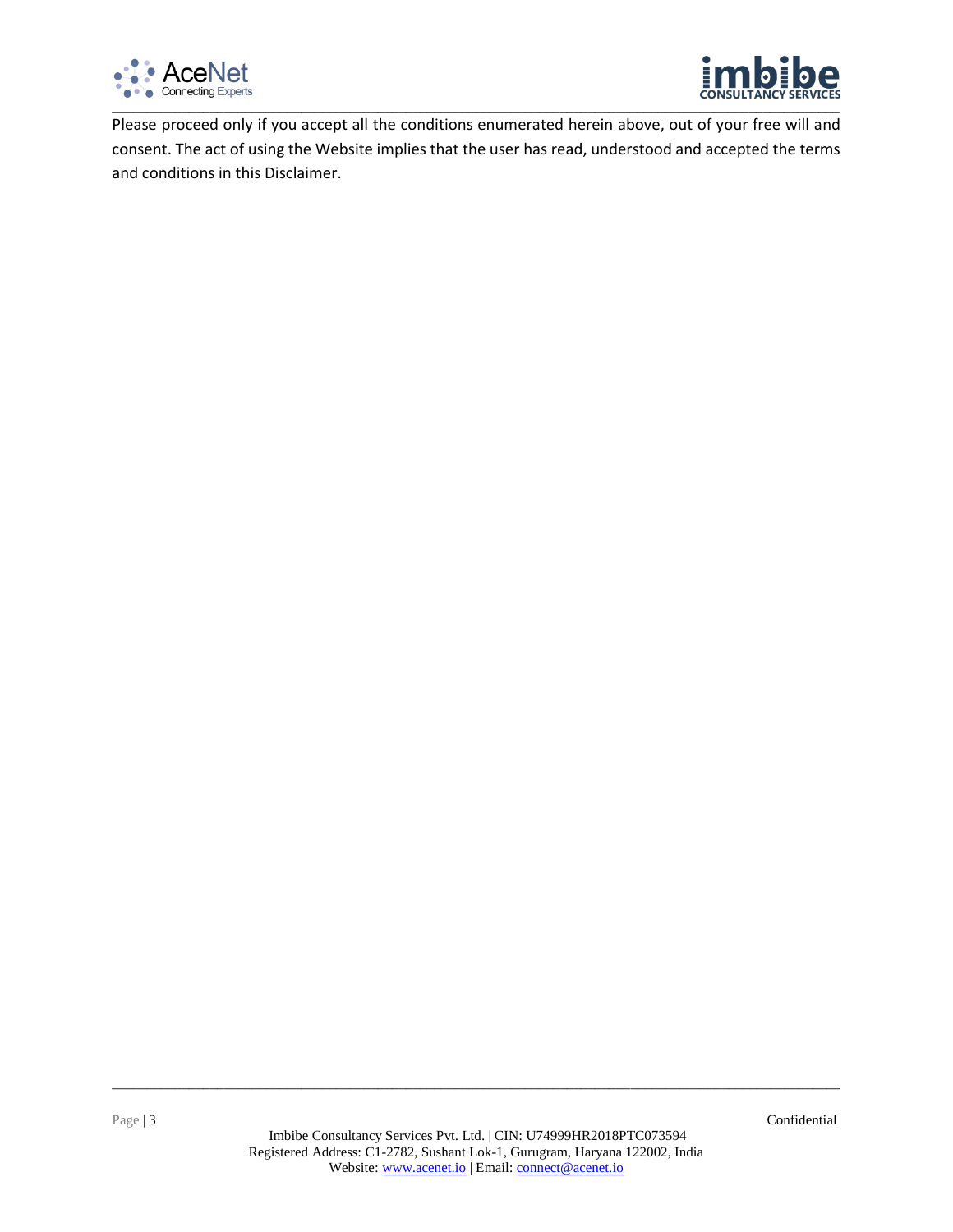Please proceed only if you accept all the conditions enumerated herein above, out of your free will and consent. The act of using the Website implies that the user has read, understood and accepted the terms and conditions in this Disclaimer.